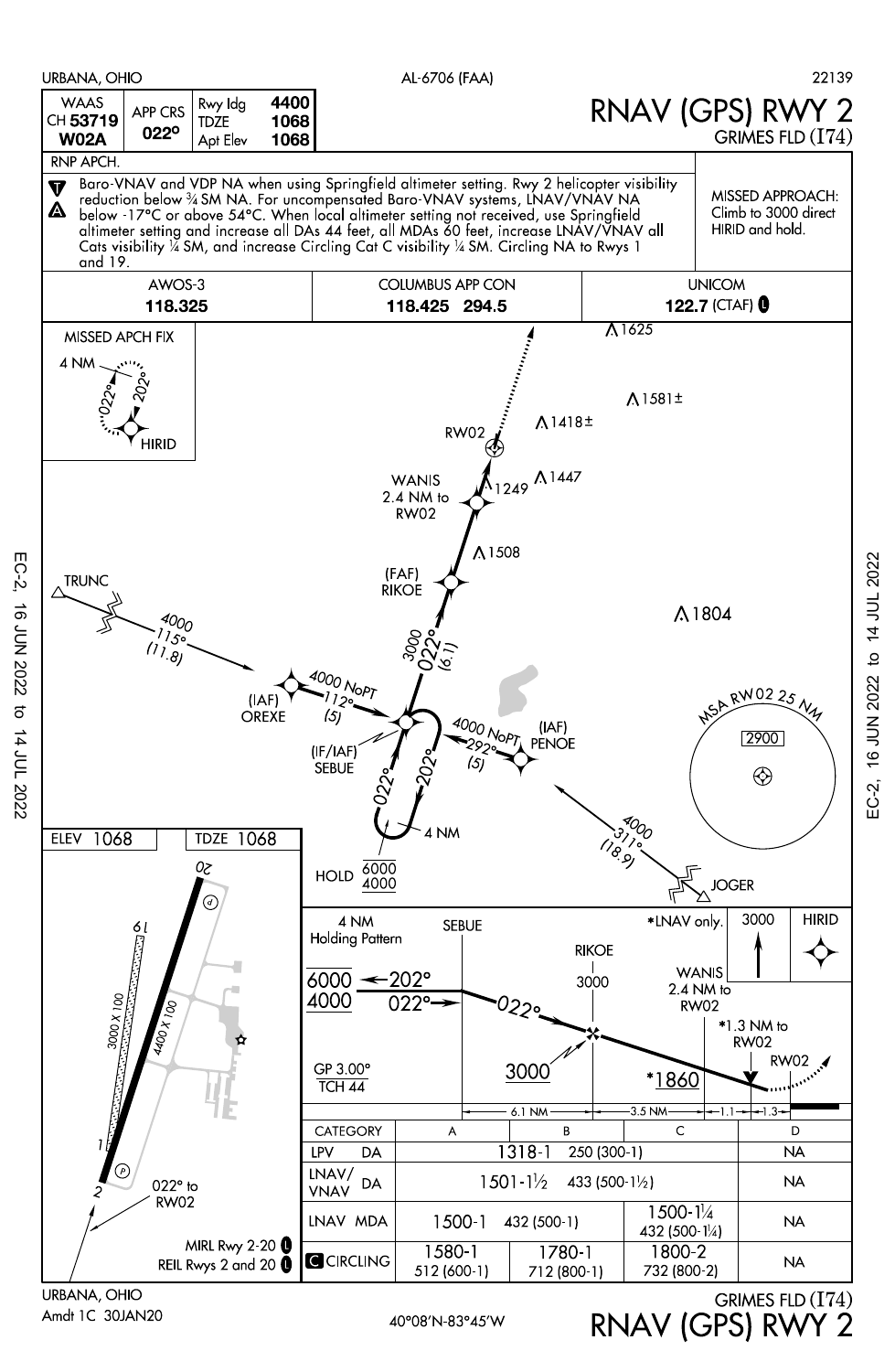URBANA, OHIO — AL-6706 (FAA) — 22139

| WAAS CH 53719 W02A | APP CRS 022° | Rwy ldg 4400 | TDZE 1068 | Apt Elev 1068 |
|---|---|---|---|---|

# RNAV (GPS) RWY 2

## GRIMES FLD (I74)

RNP APCH.

Baro-VNAV and VDP NA when using Springfield altimeter setting. Rwy 2 helicopter visibility reduction below ¾ SM NA. For uncompensated Baro-VNAV systems, LNAV/VNAV NA below -17°C or above 54°C. When local altimeter setting not received, use Springfield altimeter setting and increase all DAs 44 feet, all MDAs 60 feet, increase LNAV/VNAV all Cats visibility ¼ SM, and increase Circling Cat C visibility ¼ SM. Circling NA to Rwys 1 and 19.

MISSED APPROACH: Climb to 3000 direct HIRID and hold.

| AWOS-3 | COLUMBUS APP CON | UNICOM |
|---|---|---|
| 118.325 | 118.425 294.5 | 122.7 (CTAF) |

MISSED APCH FIX: HIRID, 4 NM, 022°, 202°

TRUNC 4000 115° (11.8) — (IAF) OREXE 4000 NoPT 112° (5)

(IAF) PENOE 4000 NoPT 292° (5) — JOGER 4000 311° (18.9)

(IF/IAF) SEBUE — (FAF) RIKOE 3000 022° (6.1) — WANIS 2.4 NM to RW02 — RW02

HOLD 6000/4000, 4 NM, 022°/202°

Obstacles: 1625, 1581±, 1418±, 1447, 1249, 1508, 1804

MSA RW02 25 NM 2900

ELEV 1068 TDZE 1068

Rwy 2-20 4400 X 100; Rwy 1-19 3000 X 100; 022° to RW02

MIRL Rwy 2-20; REIL Rwys 2 and 20

Profile: 4 NM Holding Pattern 6000/4000, 202°, 022°; SEBUE; RIKOE 3000; WANIS 2.4 NM to RW02 *1860; *LNAV only. *1.3 NM to RW02; GP 3.00° TCH 44; 6.1 NM, 3.5 NM, 1.1, 1.3; Missed approach: 3000 HIRID

| CATEGORY | A | B | C | D |
|---|---|---|---|---|
| LPV DA | 1318-1 250 (300-1) | | | NA |
| LNAV/VNAV DA | 1501-1½ 433 (500-1½) | | | NA |
| LNAV MDA | 1500-1 432 (500-1) | | 1500-1¼ 432 (500-1¼) | NA |
| C CIRCLING | 1580-1 512 (600-1) | 1780-1 712 (800-1) | 1800-2 732 (800-2) | NA |

URBANA, OHIO
Amdt 1C 30JAN20

40°08'N-83°45'W

GRIMES FLD (I74)
RNAV (GPS) RWY 2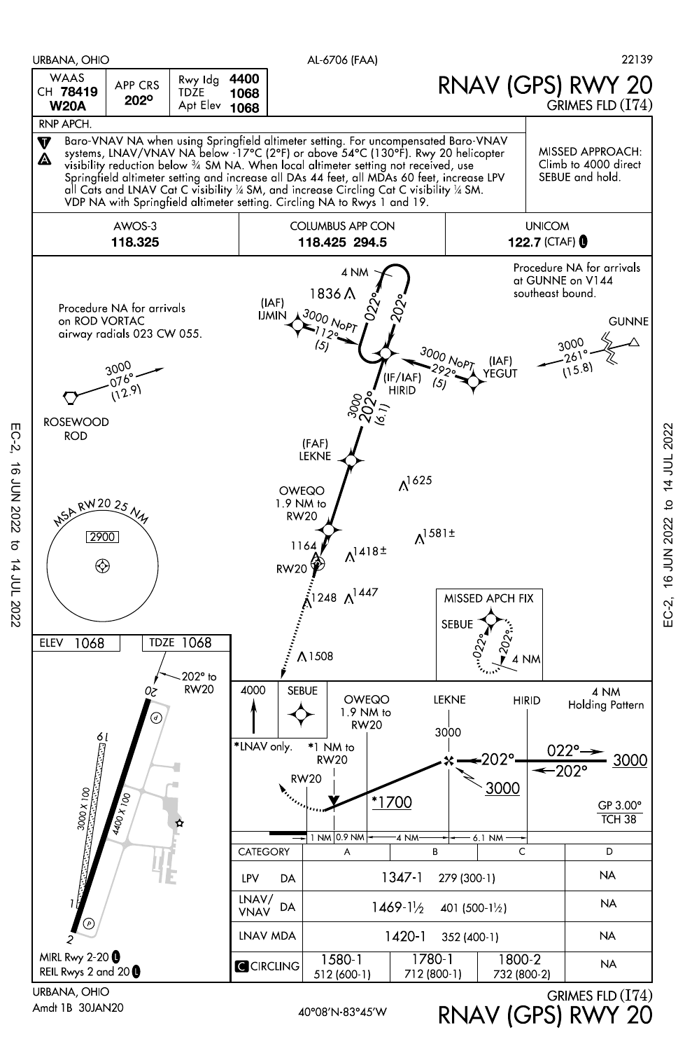URBANA, OHIO — AL-6706 (FAA) — 22139

# RNAV (GPS) RWY 20

GRIMES FLD (I74)

| WAAS CH 78419 W20A | APP CRS 202° | Rwy ldg 4400 / TDZE 1068 / Apt Elev 1068 |
|---|---|---|

RNP APCH.

Baro-VNAV NA when using Springfield altimeter setting. For uncompensated Baro-VNAV systems, LNAV/VNAV NA below -17°C (2°F) or above 54°C (130°F). Rwy 20 helicopter visibility reduction below ¾ SM NA. When local altimeter setting not received, use Springfield altimeter setting and increase all DAs 44 feet, all MDAs 60 feet, increase LPV all Cats and LNAV Cat C visibility ¼ SM, and increase Circling Cat C visibility ¼ SM. VDP NA with Springfield altimeter setting. Circling NA to Rwys 1 and 19.

MISSED APPROACH: Climb to 4000 direct SEBUE and hold.

| AWOS-3 | COLUMBUS APP CON | UNICOM |
|---|---|---|
| 118.325 | 118.425 294.5 | 122.7 (CTAF) |

Procedure NA for arrivals at GUNNE on V144 southeast bound.

Procedure NA for arrivals on ROD VORTAC airway radials 023 CW 055.

(IAF) IJMIN — 3000 NoPT 112° (5)

(IF/IAF) HIRID — 4 NM holding 022°/202°

(IAF) YEGUT — 3000 NoPT 292° (5)

GUNNE — 3000 261° (15.8)

ROSEWOOD ROD — 3000 076° (12.9)

HIRID to (FAF) LEKNE — 3000 202° (6.1)

OWEQO 1.9 NM to RW20

MSA RW20 25 NM — 2900

MISSED APCH FIX: SEBUE — 4 NM holding 022°/202°

Obstacles: 1836, 1625, 1581±, 1418±, 1164, 1248, 1447, 1508

ELEV 1068 — TDZE 1068

202° to RW20

Profile: 4000 SEBUE; *LNAV only. *1 NM to RW20; OWEQO 1.9 NM to RW20; LEKNE 3000; HIRID 4 NM Holding Pattern 022°/202° 3000; 202° 3000; *1700; GP 3.00° TCH 38; RW20; 1 NM | 0.9 NM | 4 NM | 6.1 NM

Runways: 4400 X 100; 3000 X 100

| CATEGORY | A | B | C | D |
|---|---|---|---|---|
| LPV DA | 1347-1 279 (300-1) | | | NA |
| LNAV/VNAV DA | 1469-1½ 401 (500-1½) | | | NA |
| LNAV MDA | 1420-1 352 (400-1) | | | NA |
| CIRCLING | 1580-1 512 (600-1) | 1780-1 712 (800-1) | 1800-2 732 (800-2) | NA |

MIRL Rwy 2-20
REIL Rwys 2 and 20

URBANA, OHIO
Amdt 1B 30JAN20

40°08′N-83°45′W

GRIMES FLD (I74)
RNAV (GPS) RWY 20

EC-2, 16 JUN 2022 to 14 JUL 2022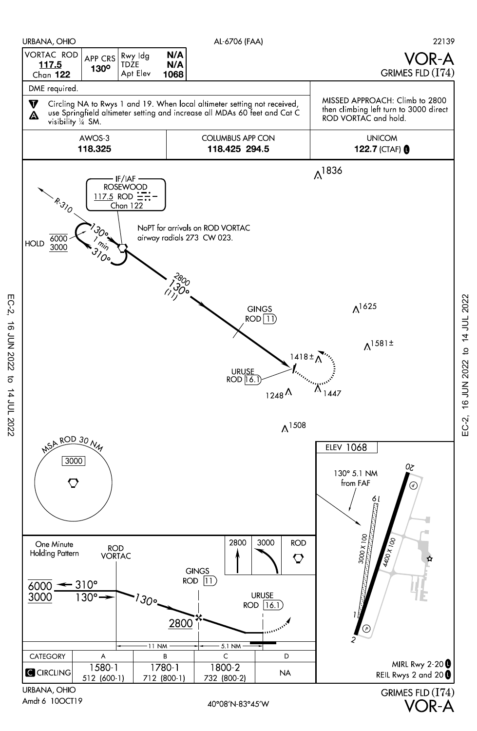URBANA, OHIO

AL-6706 (FAA)

22139

# VOR-A

GRIMES FLD (I74)

| VORTAC ROD | APP CRS | Rwy Idg | N/A |
|---|---|---|---|
| **117.5** Chan **122** | **130°** | TDZE | N/A |
| | | Apt Elev | **1068** |

DME required.

Circling NA to Rwys 1 and 19. When local altimeter setting not received, use Springfield altimeter setting and increase all MDAs 60 feet and Cat C visibility ¼ SM.

MISSED APPROACH: Climb to 2800 then climbing left turn to 3000 direct ROD VORTAC and hold.

| AWOS-3 | COLUMBUS APP CON | UNICOM |
|---|---|---|
| **118.325** | **118.425 294.5** | **122.7** (CTAF) |

IF/IAF
ROSEWOOD
117.5 ROD
Chan 122

NoPT for arrivals on ROD VORTAC airway radials 273 CW 023.

R-310

HOLD 6000 3000

130° 1 min 310°

2800
130°
(11)

GINGS
ROD 11

URUSE
ROD 16.1

1836
1625
1581±
1418±
1447
1248
1508

MSA ROD 30 NM
3000

ELEV 1068

130° 5.1 NM from FAF

3000 X 100
4400 X 100

20
19
1
2

One Minute Holding Pattern

ROD VORTAC

6000 310°
3000 130°

130°

GINGS ROD 11

2800

URUSE ROD 16.1

11 NM
5.1 NM

2800 | 3000 | ROD

| CATEGORY | A | B | C | D |
|---|---|---|---|---|
| CIRCLING | 1580-1 512 (600-1) | 1780-1 712 (800-1) | 1800-2 732 (800-2) | NA |

MIRL Rwy 2-20
REIL Rwys 2 and 20

URBANA, OHIO
Amdt 6 10OCT19

40°08'N-83°45'W

GRIMES FLD (I74)
VOR-A

EC-2, 16 JUN 2022 to 14 JUL 2022